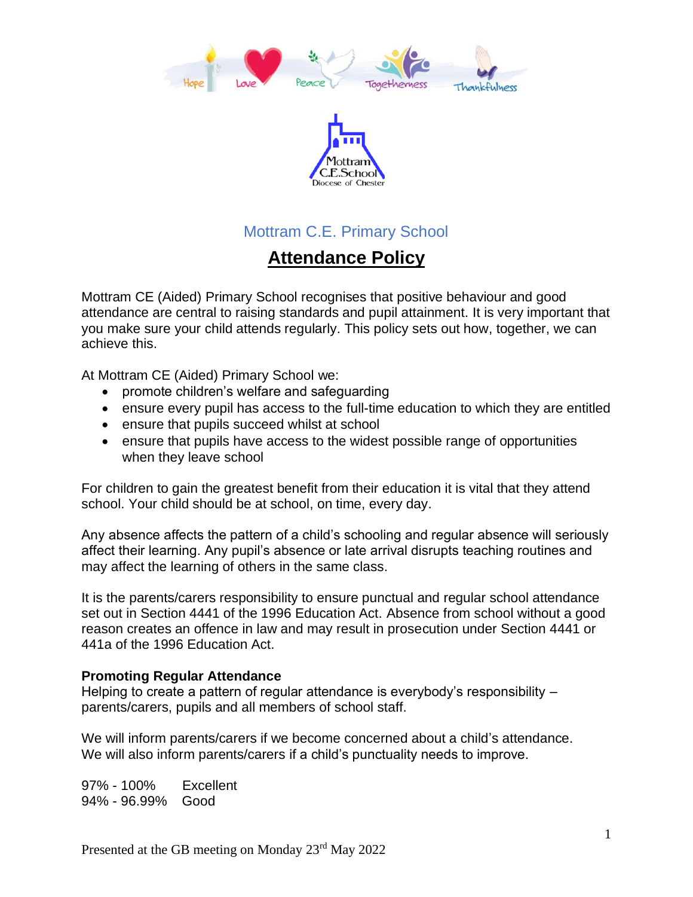Hope Love Peace Togetherness Thankfulness

Mottram C.E.School Diocese of Chester

Mottram C.E. Primary School

# Attendance Policy

Mottram CE (Aided) Primary School recognises that positive behaviour and good attendance are central to raising standards and pupil attainment. It is very important that you make sure your child attends regularly. This policy sets out how, together, we can achieve this.

At Mottram CE (Aided) Primary School we:

- promote children's welfare and safeguarding
- ensure every pupil has access to the full-time education to which they are entitled
- ensure that pupils succeed whilst at school
- ensure that pupils have access to the widest possible range of opportunities when they leave school

For children to gain the greatest benefit from their education it is vital that they attend school. Your child should be at school, on time, every day.

Any absence affects the pattern of a child's schooling and regular absence will seriously affect their learning. Any pupil's absence or late arrival disrupts teaching routines and may affect the learning of others in the same class.

It is the parents/carers responsibility to ensure punctual and regular school attendance set out in Section 4441 of the 1996 Education Act. Absence from school without a good reason creates an offence in law and may result in prosecution under Section 4441 or 441a of the 1996 Education Act.

**Promoting Regular Attendance**
Helping to create a pattern of regular attendance is everybody's responsibility – parents/carers, pupils and all members of school staff.

We will inform parents/carers if we become concerned about a child's attendance. We will also inform parents/carers if a child's punctuality needs to improve.

97% - 100% Excellent
94% - 96.99% Good

Presented at the GB meeting on Monday 23rd May 2022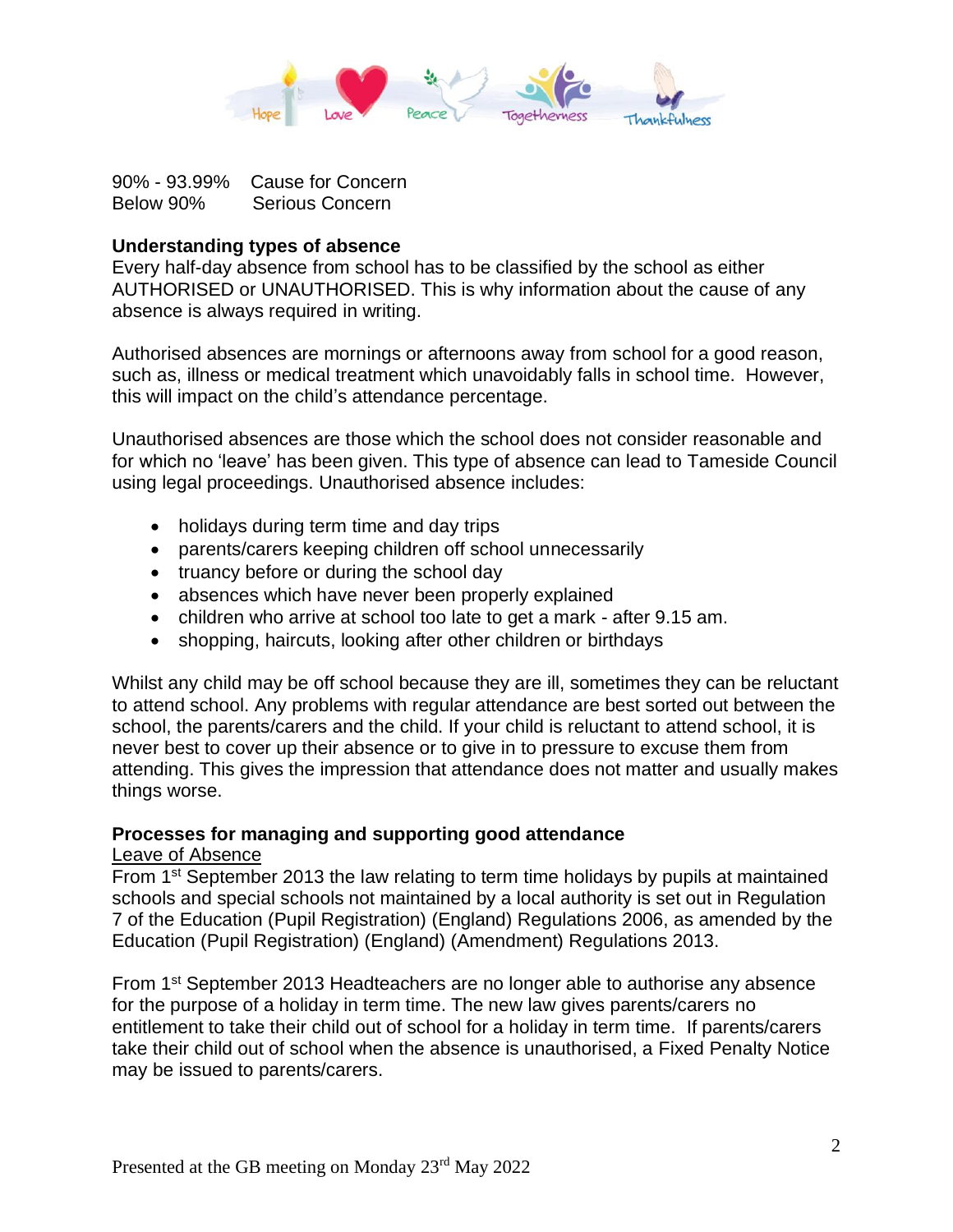90% - 93.99% Cause for Concern
Below 90% Serious Concern

**Understanding types of absence**

Every half-day absence from school has to be classified by the school as either AUTHORISED or UNAUTHORISED. This is why information about the cause of any absence is always required in writing.

Authorised absences are mornings or afternoons away from school for a good reason, such as, illness or medical treatment which unavoidably falls in school time. However, this will impact on the child's attendance percentage.

Unauthorised absences are those which the school does not consider reasonable and for which no 'leave' has been given. This type of absence can lead to Tameside Council using legal proceedings. Unauthorised absence includes:

- holidays during term time and day trips
- parents/carers keeping children off school unnecessarily
- truancy before or during the school day
- absences which have never been properly explained
- children who arrive at school too late to get a mark - after 9.15 am.
- shopping, haircuts, looking after other children or birthdays

Whilst any child may be off school because they are ill, sometimes they can be reluctant to attend school. Any problems with regular attendance are best sorted out between the school, the parents/carers and the child. If your child is reluctant to attend school, it is never best to cover up their absence or to give in to pressure to excuse them from attending. This gives the impression that attendance does not matter and usually makes things worse.

**Processes for managing and supporting good attendance**

Leave of Absence

From 1st September 2013 the law relating to term time holidays by pupils at maintained schools and special schools not maintained by a local authority is set out in Regulation 7 of the Education (Pupil Registration) (England) Regulations 2006, as amended by the Education (Pupil Registration) (England) (Amendment) Regulations 2013.

From 1st September 2013 Headteachers are no longer able to authorise any absence for the purpose of a holiday in term time. The new law gives parents/carers no entitlement to take their child out of school for a holiday in term time. If parents/carers take their child out of school when the absence is unauthorised, a Fixed Penalty Notice may be issued to parents/carers.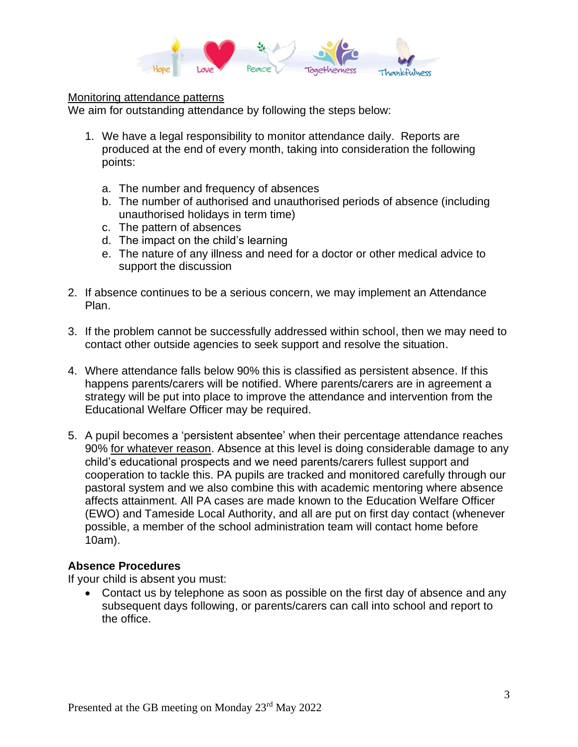Monitoring attendance patterns

We aim for outstanding attendance by following the steps below:

1. We have a legal responsibility to monitor attendance daily. Reports are produced at the end of every month, taking into consideration the following points:

    a. The number and frequency of absences
    b. The number of authorised and unauthorised periods of absence (including unauthorised holidays in term time)
    c. The pattern of absences
    d. The impact on the child's learning
    e. The nature of any illness and need for a doctor or other medical advice to support the discussion

2. If absence continues to be a serious concern, we may implement an Attendance Plan.

3. If the problem cannot be successfully addressed within school, then we may need to contact other outside agencies to seek support and resolve the situation.

4. Where attendance falls below 90% this is classified as persistent absence. If this happens parents/carers will be notified. Where parents/carers are in agreement a strategy will be put into place to improve the attendance and intervention from the Educational Welfare Officer may be required.

5. A pupil becomes a 'persistent absentee' when their percentage attendance reaches 90% for whatever reason. Absence at this level is doing considerable damage to any child's educational prospects and we need parents/carers fullest support and cooperation to tackle this. PA pupils are tracked and monitored carefully through our pastoral system and we also combine this with academic mentoring where absence affects attainment. All PA cases are made known to the Education Welfare Officer (EWO) and Tameside Local Authority, and all are put on first day contact (whenever possible, a member of the school administration team will contact home before 10am).

**Absence Procedures**

If your child is absent you must:

- Contact us by telephone as soon as possible on the first day of absence and any subsequent days following, or parents/carers can call into school and report to the office.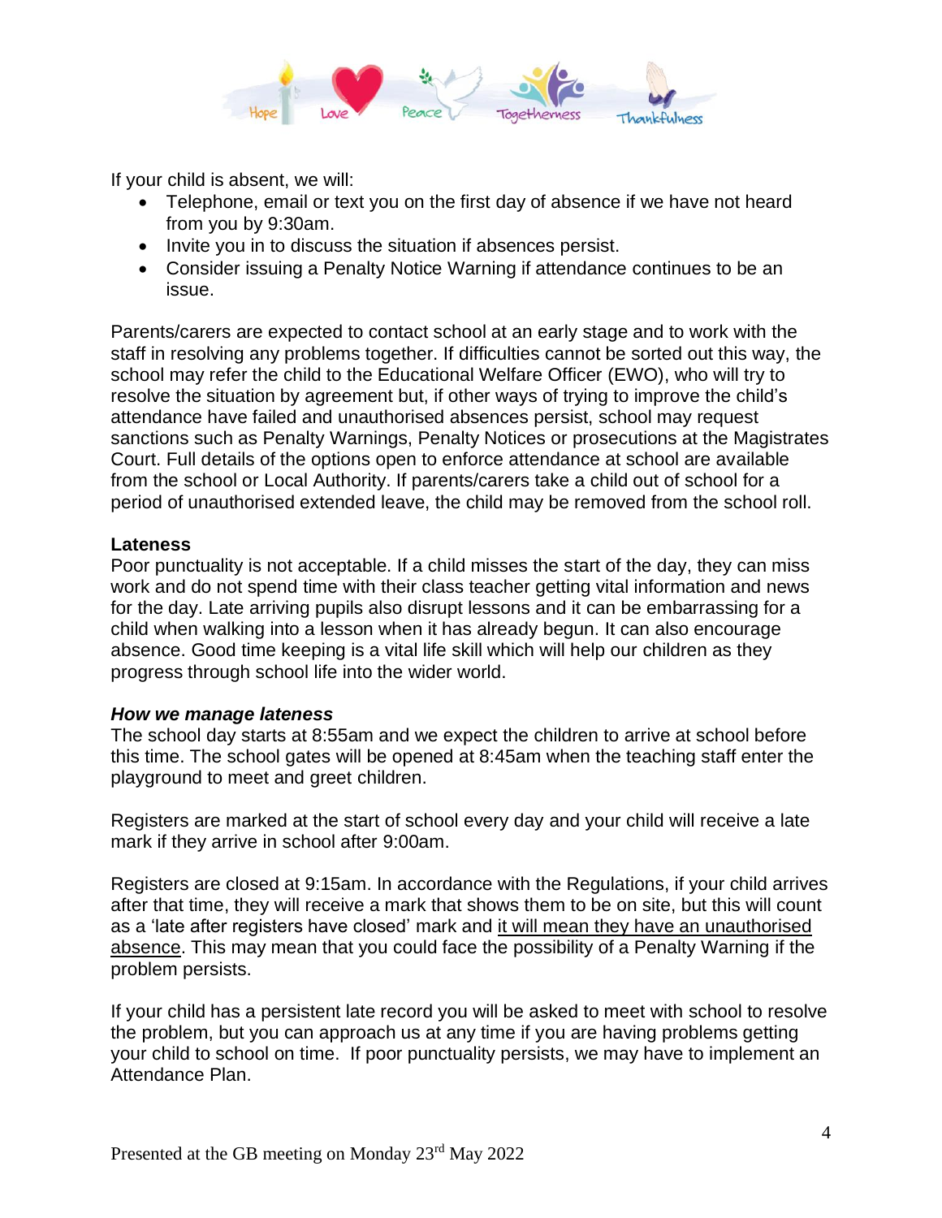If your child is absent, we will:

- Telephone, email or text you on the first day of absence if we have not heard from you by 9:30am.
- Invite you in to discuss the situation if absences persist.
- Consider issuing a Penalty Notice Warning if attendance continues to be an issue.

Parents/carers are expected to contact school at an early stage and to work with the staff in resolving any problems together. If difficulties cannot be sorted out this way, the school may refer the child to the Educational Welfare Officer (EWO), who will try to resolve the situation by agreement but, if other ways of trying to improve the child's attendance have failed and unauthorised absences persist, school may request sanctions such as Penalty Warnings, Penalty Notices or prosecutions at the Magistrates Court. Full details of the options open to enforce attendance at school are available from the school or Local Authority. If parents/carers take a child out of school for a period of unauthorised extended leave, the child may be removed from the school roll.

**Lateness**

Poor punctuality is not acceptable. If a child misses the start of the day, they can miss work and do not spend time with their class teacher getting vital information and news for the day. Late arriving pupils also disrupt lessons and it can be embarrassing for a child when walking into a lesson when it has already begun. It can also encourage absence. Good time keeping is a vital life skill which will help our children as they progress through school life into the wider world.

***How we manage lateness***

The school day starts at 8:55am and we expect the children to arrive at school before this time. The school gates will be opened at 8:45am when the teaching staff enter the playground to meet and greet children.

Registers are marked at the start of school every day and your child will receive a late mark if they arrive in school after 9:00am.

Registers are closed at 9:15am. In accordance with the Regulations, if your child arrives after that time, they will receive a mark that shows them to be on site, but this will count as a 'late after registers have closed' mark and <u>it will mean they have an unauthorised absence</u>. This may mean that you could face the possibility of a Penalty Warning if the problem persists.

If your child has a persistent late record you will be asked to meet with school to resolve the problem, but you can approach us at any time if you are having problems getting your child to school on time. If poor punctuality persists, we may have to implement an Attendance Plan.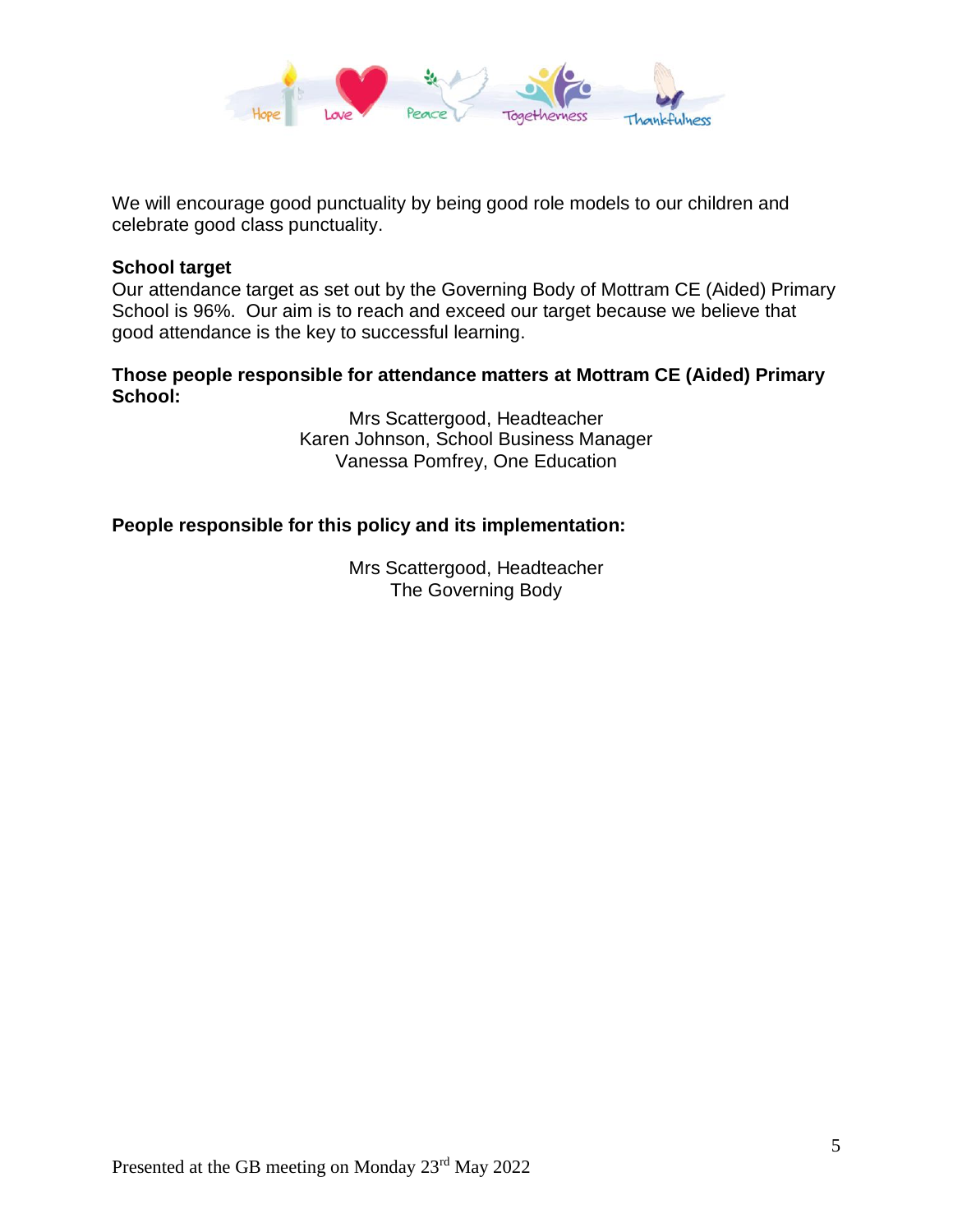We will encourage good punctuality by being good role models to our children and celebrate good class punctuality.

**School target**

Our attendance target as set out by the Governing Body of Mottram CE (Aided) Primary School is 96%. Our aim is to reach and exceed our target because we believe that good attendance is the key to successful learning.

**Those people responsible for attendance matters at Mottram CE (Aided) Primary School:**

Mrs Scattergood, Headteacher
Karen Johnson, School Business Manager
Vanessa Pomfrey, One Education

**People responsible for this policy and its implementation:**

Mrs Scattergood, Headteacher
The Governing Body